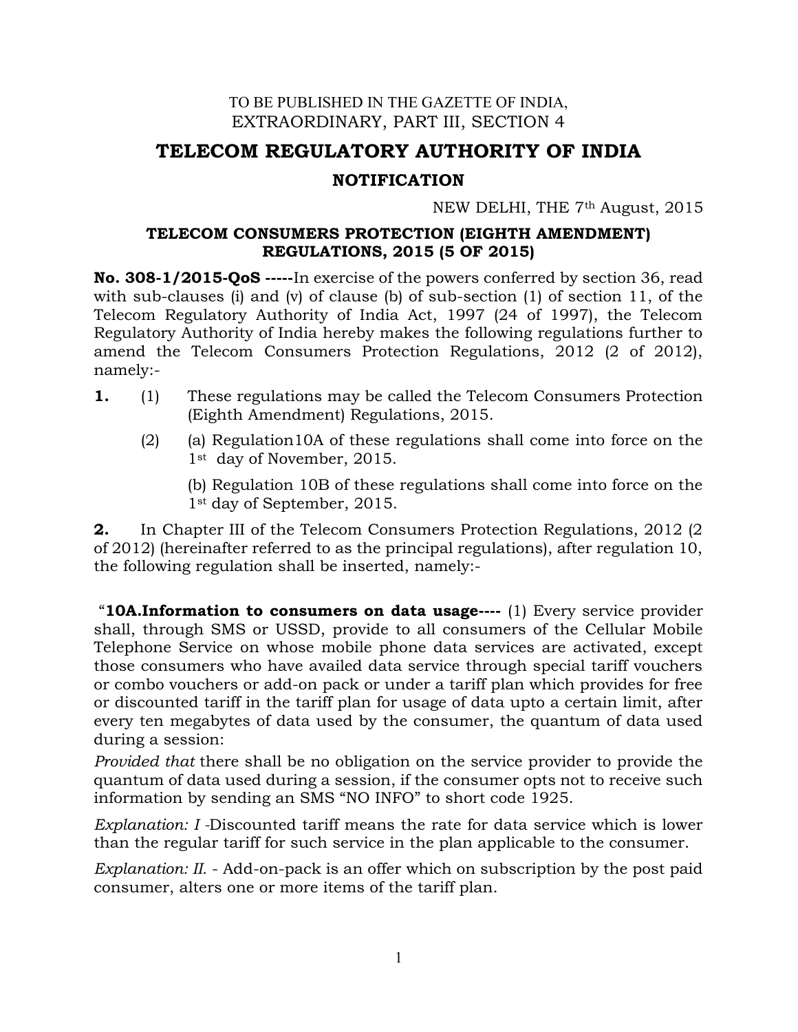TO BE PUBLISHED IN THE GAZETTE OF INDIA,
EXTRAORDINARY, PART III, SECTION 4

# TELECOM REGULATORY AUTHORITY OF INDIA

## NOTIFICATION

NEW DELHI, THE 7th August, 2015

### TELECOM CONSUMERS PROTECTION (EIGHTH AMENDMENT) REGULATIONS, 2015 (5 OF 2015)

**No. 308-1/2015-QoS -----**In exercise of the powers conferred by section 36, read with sub-clauses (i) and (v) of clause (b) of sub-section (1) of section 11, of the Telecom Regulatory Authority of India Act, 1997 (24 of 1997), the Telecom Regulatory Authority of India hereby makes the following regulations further to amend the Telecom Consumers Protection Regulations, 2012 (2 of 2012), namely:-

**1.** (1) These regulations may be called the Telecom Consumers Protection (Eighth Amendment) Regulations, 2015.

(2) (a) Regulation10A of these regulations shall come into force on the 1st day of November, 2015.

(b) Regulation 10B of these regulations shall come into force on the 1st day of September, 2015.

**2.** In Chapter III of the Telecom Consumers Protection Regulations, 2012 (2 of 2012) (hereinafter referred to as the principal regulations), after regulation 10, the following regulation shall be inserted, namely:-

"**10A.Information to consumers on data usage----** (1) Every service provider shall, through SMS or USSD, provide to all consumers of the Cellular Mobile Telephone Service on whose mobile phone data services are activated, except those consumers who have availed data service through special tariff vouchers or combo vouchers or add-on pack or under a tariff plan which provides for free or discounted tariff in the tariff plan for usage of data upto a certain limit, after every ten megabytes of data used by the consumer, the quantum of data used during a session:

*Provided that* there shall be no obligation on the service provider to provide the quantum of data used during a session, if the consumer opts not to receive such information by sending an SMS "NO INFO" to short code 1925.

*Explanation: I* -Discounted tariff means the rate for data service which is lower than the regular tariff for such service in the plan applicable to the consumer.

*Explanation: II.* - Add-on-pack is an offer which on subscription by the post paid consumer, alters one or more items of the tariff plan.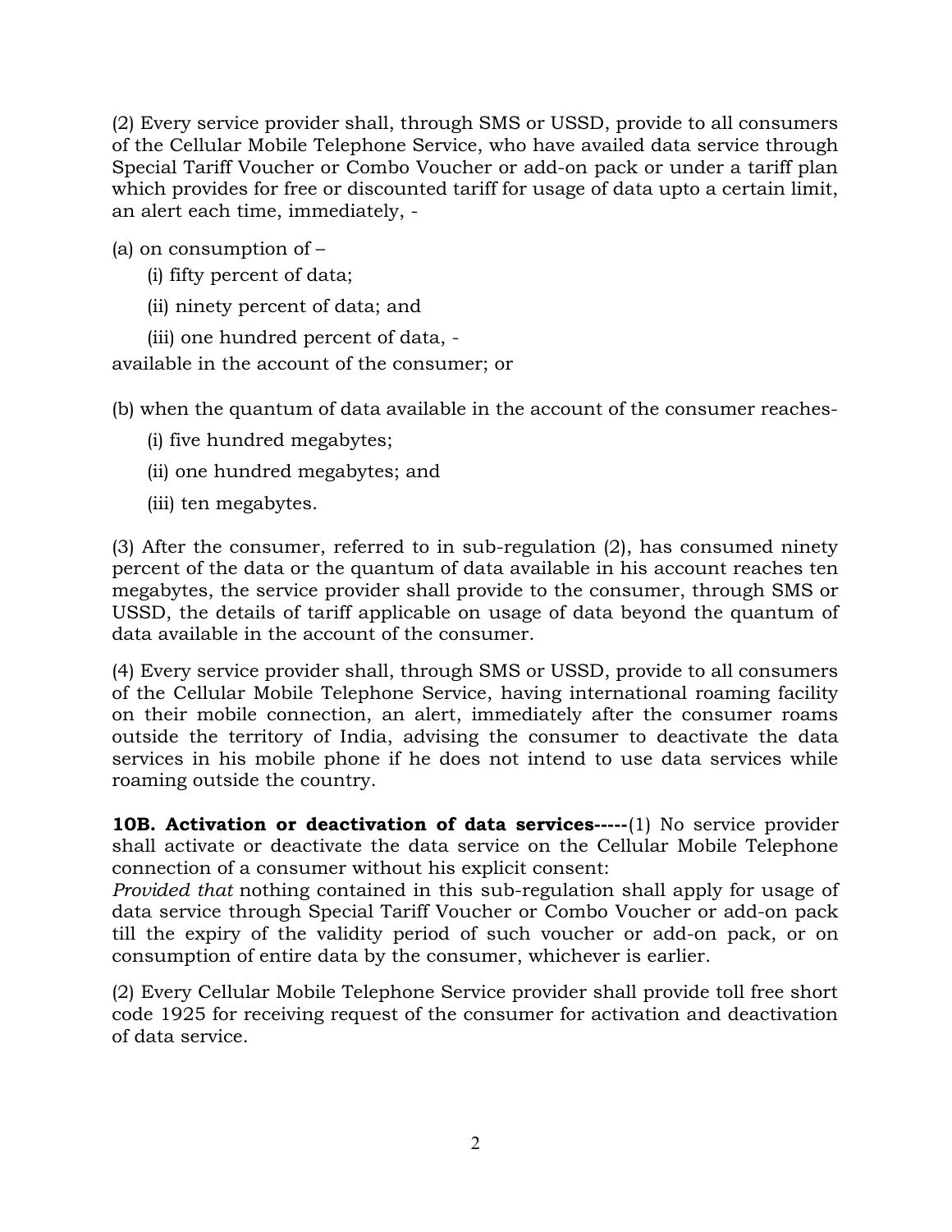(2) Every service provider shall, through SMS or USSD, provide to all consumers of the Cellular Mobile Telephone Service, who have availed data service through Special Tariff Voucher or Combo Voucher or add-on pack or under a tariff plan which provides for free or discounted tariff for usage of data upto a certain limit, an alert each time, immediately, -

(a) on consumption of –

  (i) fifty percent of data;

  (ii) ninety percent of data; and

  (iii) one hundred percent of data, -

available in the account of the consumer; or

(b) when the quantum of data available in the account of the consumer reaches-

  (i) five hundred megabytes;

  (ii) one hundred megabytes; and

  (iii) ten megabytes.

(3) After the consumer, referred to in sub-regulation (2), has consumed ninety percent of the data or the quantum of data available in his account reaches ten megabytes, the service provider shall provide to the consumer, through SMS or USSD, the details of tariff applicable on usage of data beyond the quantum of data available in the account of the consumer.

(4) Every service provider shall, through SMS or USSD, provide to all consumers of the Cellular Mobile Telephone Service, having international roaming facility on their mobile connection, an alert, immediately after the consumer roams outside the territory of India, advising the consumer to deactivate the data services in his mobile phone if he does not intend to use data services while roaming outside the country.

**10B. Activation or deactivation of data services-----**(1) No service provider shall activate or deactivate the data service on the Cellular Mobile Telephone connection of a consumer without his explicit consent:
*Provided that* nothing contained in this sub-regulation shall apply for usage of data service through Special Tariff Voucher or Combo Voucher or add-on pack till the expiry of the validity period of such voucher or add-on pack, or on consumption of entire data by the consumer, whichever is earlier.

(2) Every Cellular Mobile Telephone Service provider shall provide toll free short code 1925 for receiving request of the consumer for activation and deactivation of data service.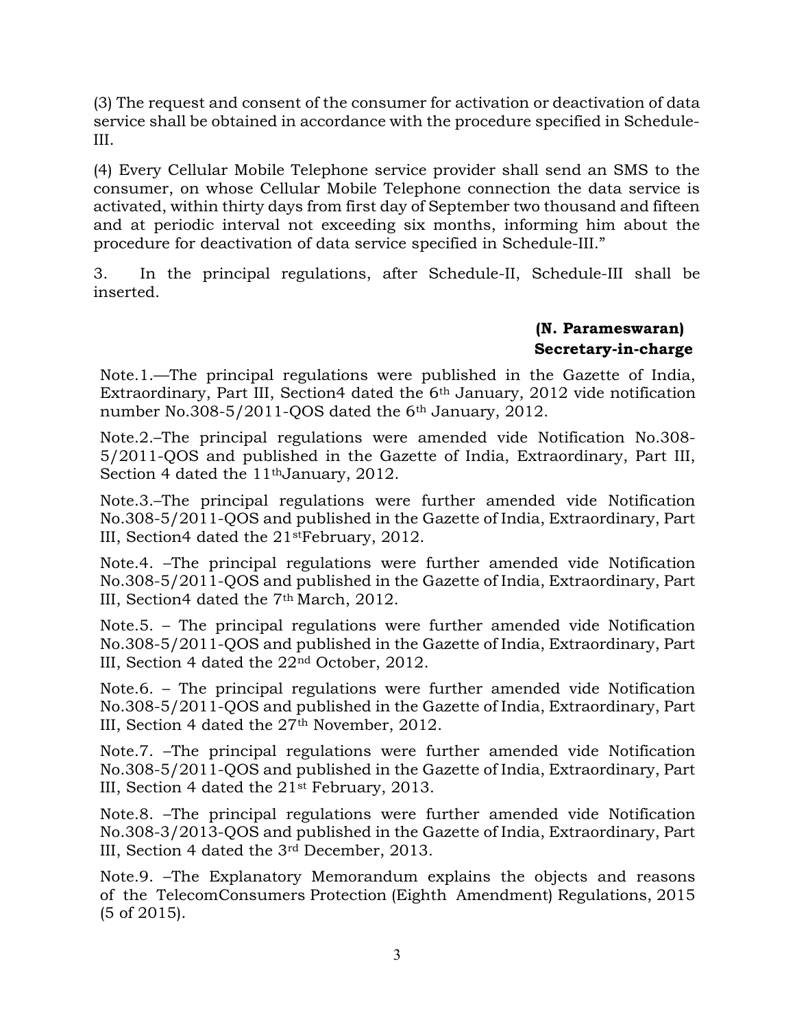(3) The request and consent of the consumer for activation or deactivation of data service shall be obtained in accordance with the procedure specified in Schedule-III.

(4) Every Cellular Mobile Telephone service provider shall send an SMS to the consumer, on whose Cellular Mobile Telephone connection the data service is activated, within thirty days from first day of September two thousand and fifteen and at periodic interval not exceeding six months, informing him about the procedure for deactivation of data service specified in Schedule-III."

3. In the principal regulations, after Schedule-II, Schedule-III shall be inserted.

**(N. Parameswaran)**
**Secretary-in-charge**

Note.1.—The principal regulations were published in the Gazette of India, Extraordinary, Part III, Section4 dated the 6th January, 2012 vide notification number No.308-5/2011-QOS dated the 6th January, 2012.

Note.2.–The principal regulations were amended vide Notification No.308-5/2011-QOS and published in the Gazette of India, Extraordinary, Part III, Section 4 dated the 11thJanuary, 2012.

Note.3.–The principal regulations were further amended vide Notification No.308-5/2011-QOS and published in the Gazette of India, Extraordinary, Part III, Section4 dated the 21stFebruary, 2012.

Note.4. –The principal regulations were further amended vide Notification No.308-5/2011-QOS and published in the Gazette of India, Extraordinary, Part III, Section4 dated the 7th March, 2012.

Note.5. – The principal regulations were further amended vide Notification No.308-5/2011-QOS and published in the Gazette of India, Extraordinary, Part III, Section 4 dated the 22nd October, 2012.

Note.6. – The principal regulations were further amended vide Notification No.308-5/2011-QOS and published in the Gazette of India, Extraordinary, Part III, Section 4 dated the 27th November, 2012.

Note.7. –The principal regulations were further amended vide Notification No.308-5/2011-QOS and published in the Gazette of India, Extraordinary, Part III, Section 4 dated the 21st February, 2013.

Note.8. –The principal regulations were further amended vide Notification No.308-3/2013-QOS and published in the Gazette of India, Extraordinary, Part III, Section 4 dated the 3rd December, 2013.

Note.9. –The Explanatory Memorandum explains the objects and reasons of the TelecomConsumers Protection (Eighth Amendment) Regulations, 2015 (5 of 2015).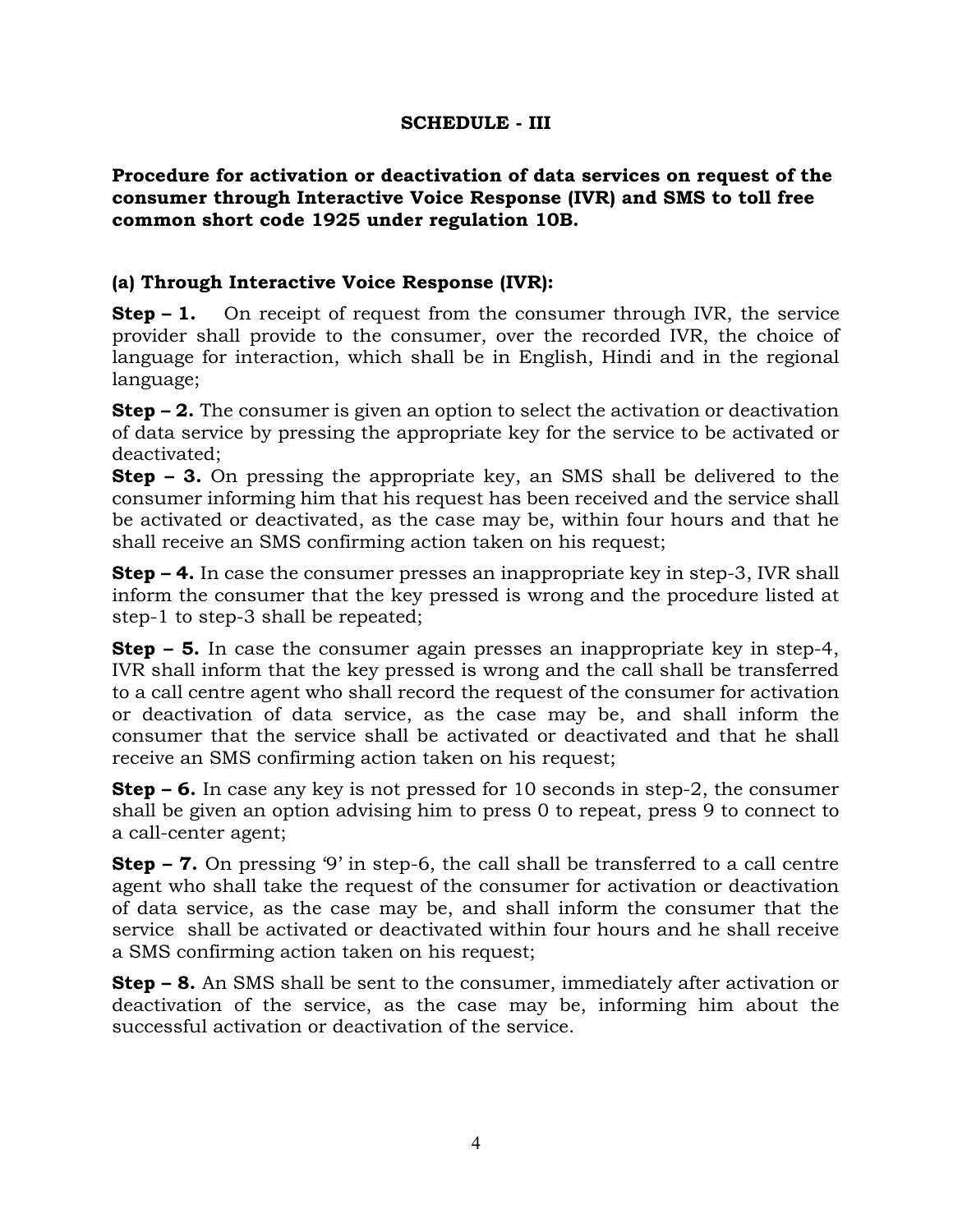## SCHEDULE - III

**Procedure for activation or deactivation of data services on request of the consumer through Interactive Voice Response (IVR) and SMS to toll free common short code 1925 under regulation 10B.**

### (a) Through Interactive Voice Response (IVR):

**Step – 1.** On receipt of request from the consumer through IVR, the service provider shall provide to the consumer, over the recorded IVR, the choice of language for interaction, which shall be in English, Hindi and in the regional language;

**Step – 2.** The consumer is given an option to select the activation or deactivation of data service by pressing the appropriate key for the service to be activated or deactivated;

**Step – 3.** On pressing the appropriate key, an SMS shall be delivered to the consumer informing him that his request has been received and the service shall be activated or deactivated, as the case may be, within four hours and that he shall receive an SMS confirming action taken on his request;

**Step – 4.** In case the consumer presses an inappropriate key in step-3, IVR shall inform the consumer that the key pressed is wrong and the procedure listed at step-1 to step-3 shall be repeated;

**Step – 5.** In case the consumer again presses an inappropriate key in step-4, IVR shall inform that the key pressed is wrong and the call shall be transferred to a call centre agent who shall record the request of the consumer for activation or deactivation of data service, as the case may be, and shall inform the consumer that the service shall be activated or deactivated and that he shall receive an SMS confirming action taken on his request;

**Step – 6.** In case any key is not pressed for 10 seconds in step-2, the consumer shall be given an option advising him to press 0 to repeat, press 9 to connect to a call-center agent;

**Step – 7.** On pressing '9' in step-6, the call shall be transferred to a call centre agent who shall take the request of the consumer for activation or deactivation of data service, as the case may be, and shall inform the consumer that the service shall be activated or deactivated within four hours and he shall receive a SMS confirming action taken on his request;

**Step – 8.** An SMS shall be sent to the consumer, immediately after activation or deactivation of the service, as the case may be, informing him about the successful activation or deactivation of the service.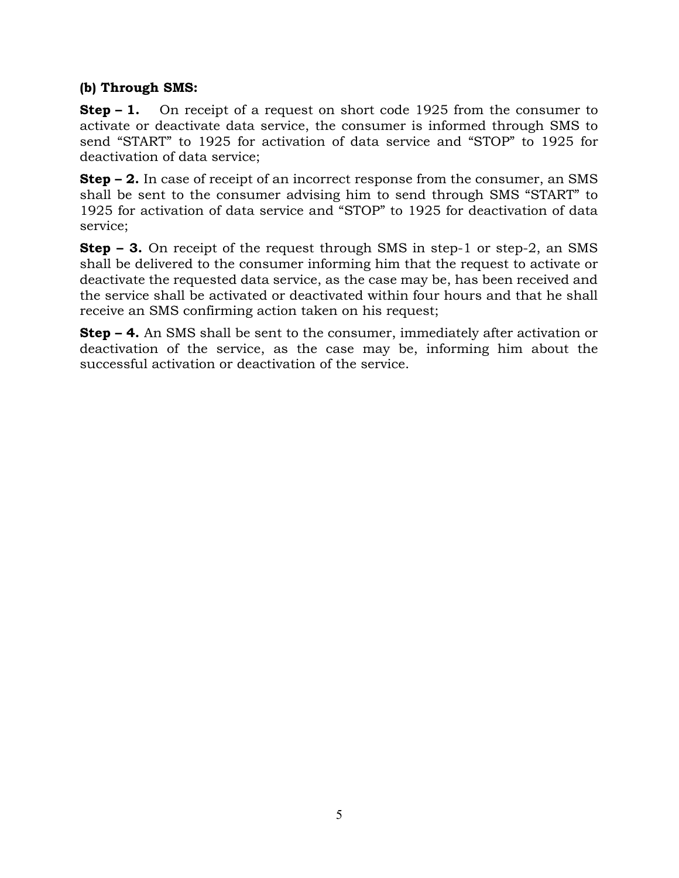**(b) Through SMS:**

**Step – 1.** On receipt of a request on short code 1925 from the consumer to activate or deactivate data service, the consumer is informed through SMS to send "START" to 1925 for activation of data service and "STOP" to 1925 for deactivation of data service;

**Step – 2.** In case of receipt of an incorrect response from the consumer, an SMS shall be sent to the consumer advising him to send through SMS "START" to 1925 for activation of data service and "STOP" to 1925 for deactivation of data service;

**Step – 3.** On receipt of the request through SMS in step-1 or step-2, an SMS shall be delivered to the consumer informing him that the request to activate or deactivate the requested data service, as the case may be, has been received and the service shall be activated or deactivated within four hours and that he shall receive an SMS confirming action taken on his request;

**Step – 4.** An SMS shall be sent to the consumer, immediately after activation or deactivation of the service, as the case may be, informing him about the successful activation or deactivation of the service.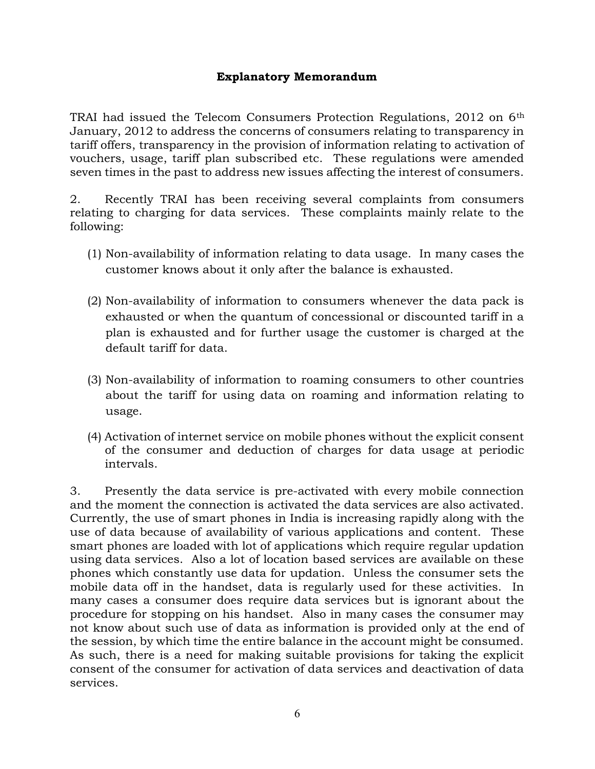**Explanatory Memorandum**

TRAI had issued the Telecom Consumers Protection Regulations, 2012 on 6th January, 2012 to address the concerns of consumers relating to transparency in tariff offers, transparency in the provision of information relating to activation of vouchers, usage, tariff plan subscribed etc. These regulations were amended seven times in the past to address new issues affecting the interest of consumers.

2. Recently TRAI has been receiving several complaints from consumers relating to charging for data services. These complaints mainly relate to the following:

(1) Non-availability of information relating to data usage. In many cases the customer knows about it only after the balance is exhausted.

(2) Non-availability of information to consumers whenever the data pack is exhausted or when the quantum of concessional or discounted tariff in a plan is exhausted and for further usage the customer is charged at the default tariff for data.

(3) Non-availability of information to roaming consumers to other countries about the tariff for using data on roaming and information relating to usage.

(4) Activation of internet service on mobile phones without the explicit consent of the consumer and deduction of charges for data usage at periodic intervals.

3. Presently the data service is pre-activated with every mobile connection and the moment the connection is activated the data services are also activated. Currently, the use of smart phones in India is increasing rapidly along with the use of data because of availability of various applications and content. These smart phones are loaded with lot of applications which require regular updation using data services. Also a lot of location based services are available on these phones which constantly use data for updation. Unless the consumer sets the mobile data off in the handset, data is regularly used for these activities. In many cases a consumer does require data services but is ignorant about the procedure for stopping on his handset. Also in many cases the consumer may not know about such use of data as information is provided only at the end of the session, by which time the entire balance in the account might be consumed. As such, there is a need for making suitable provisions for taking the explicit consent of the consumer for activation of data services and deactivation of data services.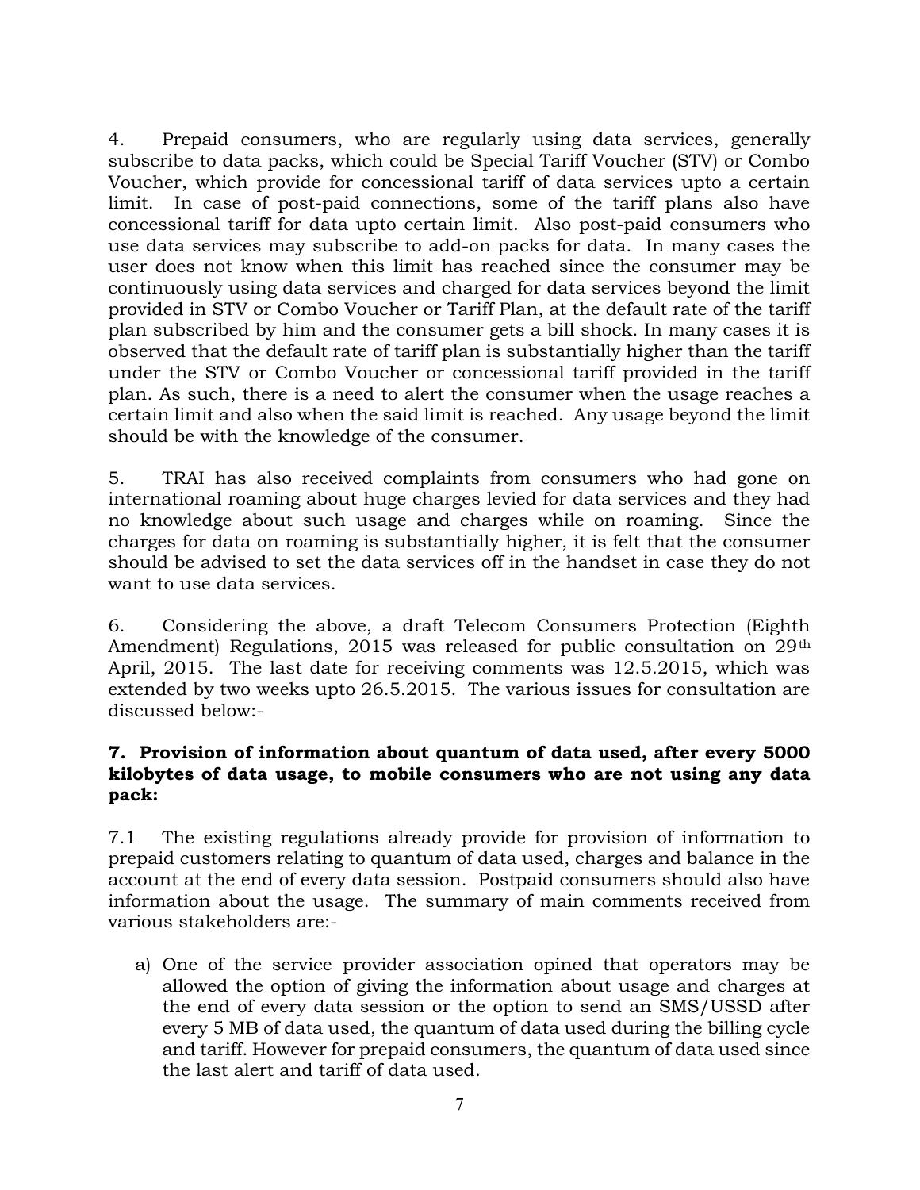4. Prepaid consumers, who are regularly using data services, generally subscribe to data packs, which could be Special Tariff Voucher (STV) or Combo Voucher, which provide for concessional tariff of data services upto a certain limit. In case of post-paid connections, some of the tariff plans also have concessional tariff for data upto certain limit. Also post-paid consumers who use data services may subscribe to add-on packs for data. In many cases the user does not know when this limit has reached since the consumer may be continuously using data services and charged for data services beyond the limit provided in STV or Combo Voucher or Tariff Plan, at the default rate of the tariff plan subscribed by him and the consumer gets a bill shock. In many cases it is observed that the default rate of tariff plan is substantially higher than the tariff under the STV or Combo Voucher or concessional tariff provided in the tariff plan. As such, there is a need to alert the consumer when the usage reaches a certain limit and also when the said limit is reached. Any usage beyond the limit should be with the knowledge of the consumer.

5. TRAI has also received complaints from consumers who had gone on international roaming about huge charges levied for data services and they had no knowledge about such usage and charges while on roaming. Since the charges for data on roaming is substantially higher, it is felt that the consumer should be advised to set the data services off in the handset in case they do not want to use data services.

6. Considering the above, a draft Telecom Consumers Protection (Eighth Amendment) Regulations, 2015 was released for public consultation on 29th April, 2015. The last date for receiving comments was 12.5.2015, which was extended by two weeks upto 26.5.2015. The various issues for consultation are discussed below:-

**7. Provision of information about quantum of data used, after every 5000 kilobytes of data usage, to mobile consumers who are not using any data pack:**

7.1 The existing regulations already provide for provision of information to prepaid customers relating to quantum of data used, charges and balance in the account at the end of every data session. Postpaid consumers should also have information about the usage. The summary of main comments received from various stakeholders are:-

a) One of the service provider association opined that operators may be allowed the option of giving the information about usage and charges at the end of every data session or the option to send an SMS/USSD after every 5 MB of data used, the quantum of data used during the billing cycle and tariff. However for prepaid consumers, the quantum of data used since the last alert and tariff of data used.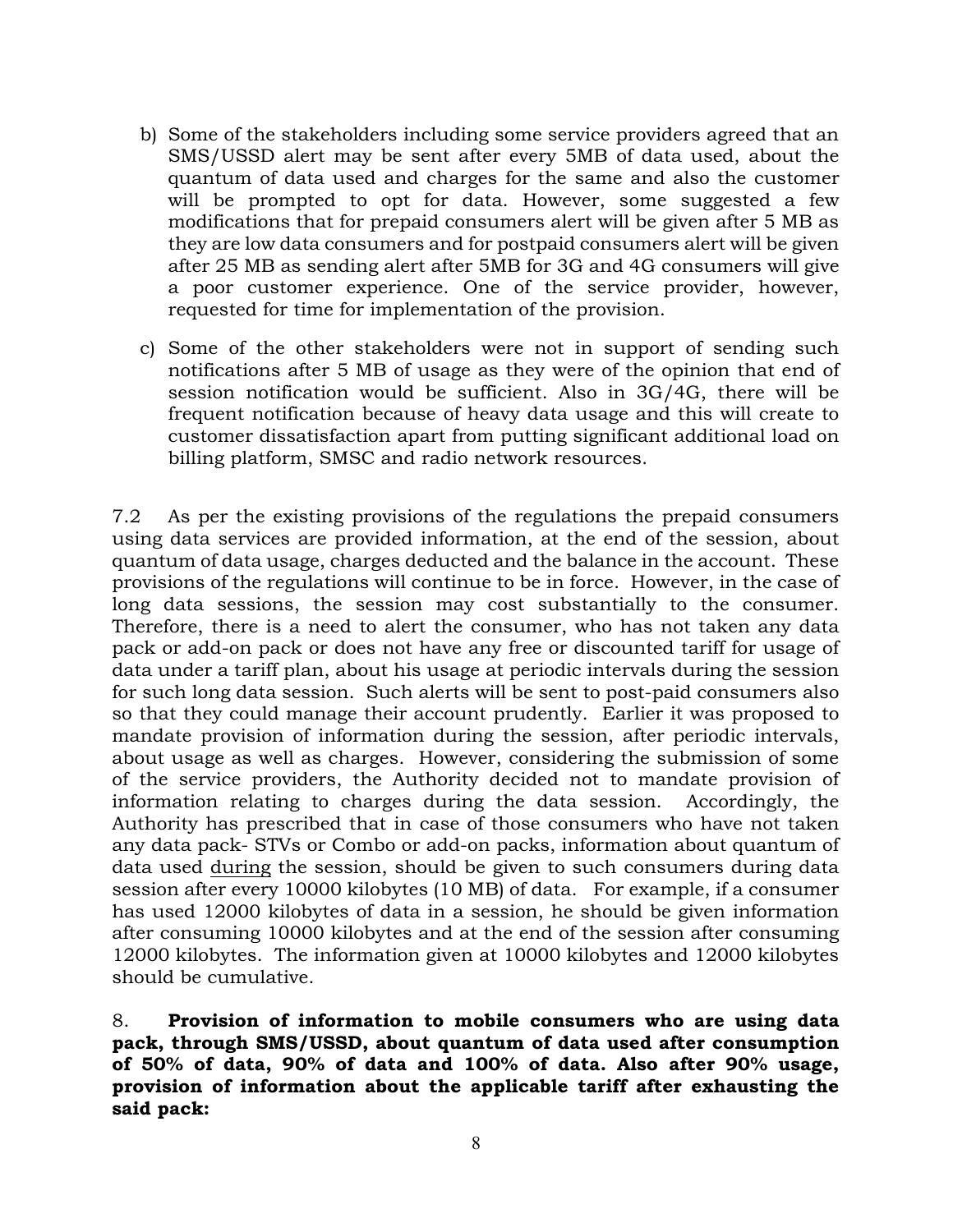b) Some of the stakeholders including some service providers agreed that an SMS/USSD alert may be sent after every 5MB of data used, about the quantum of data used and charges for the same and also the customer will be prompted to opt for data. However, some suggested a few modifications that for prepaid consumers alert will be given after 5 MB as they are low data consumers and for postpaid consumers alert will be given after 25 MB as sending alert after 5MB for 3G and 4G consumers will give a poor customer experience. One of the service provider, however, requested for time for implementation of the provision.

c) Some of the other stakeholders were not in support of sending such notifications after 5 MB of usage as they were of the opinion that end of session notification would be sufficient. Also in 3G/4G, there will be frequent notification because of heavy data usage and this will create to customer dissatisfaction apart from putting significant additional load on billing platform, SMSC and radio network resources.

7.2 As per the existing provisions of the regulations the prepaid consumers using data services are provided information, at the end of the session, about quantum of data usage, charges deducted and the balance in the account. These provisions of the regulations will continue to be in force. However, in the case of long data sessions, the session may cost substantially to the consumer. Therefore, there is a need to alert the consumer, who has not taken any data pack or add-on pack or does not have any free or discounted tariff for usage of data under a tariff plan, about his usage at periodic intervals during the session for such long data session. Such alerts will be sent to post-paid consumers also so that they could manage their account prudently. Earlier it was proposed to mandate provision of information during the session, after periodic intervals, about usage as well as charges. However, considering the submission of some of the service providers, the Authority decided not to mandate provision of information relating to charges during the data session. Accordingly, the Authority has prescribed that in case of those consumers who have not taken any data pack- STVs or Combo or add-on packs, information about quantum of data used <u>during</u> the session, should be given to such consumers during data session after every 10000 kilobytes (10 MB) of data. For example, if a consumer has used 12000 kilobytes of data in a session, he should be given information after consuming 10000 kilobytes and at the end of the session after consuming 12000 kilobytes. The information given at 10000 kilobytes and 12000 kilobytes should be cumulative.

8. **Provision of information to mobile consumers who are using data pack, through SMS/USSD, about quantum of data used after consumption of 50% of data, 90% of data and 100% of data. Also after 90% usage, provision of information about the applicable tariff after exhausting the said pack:**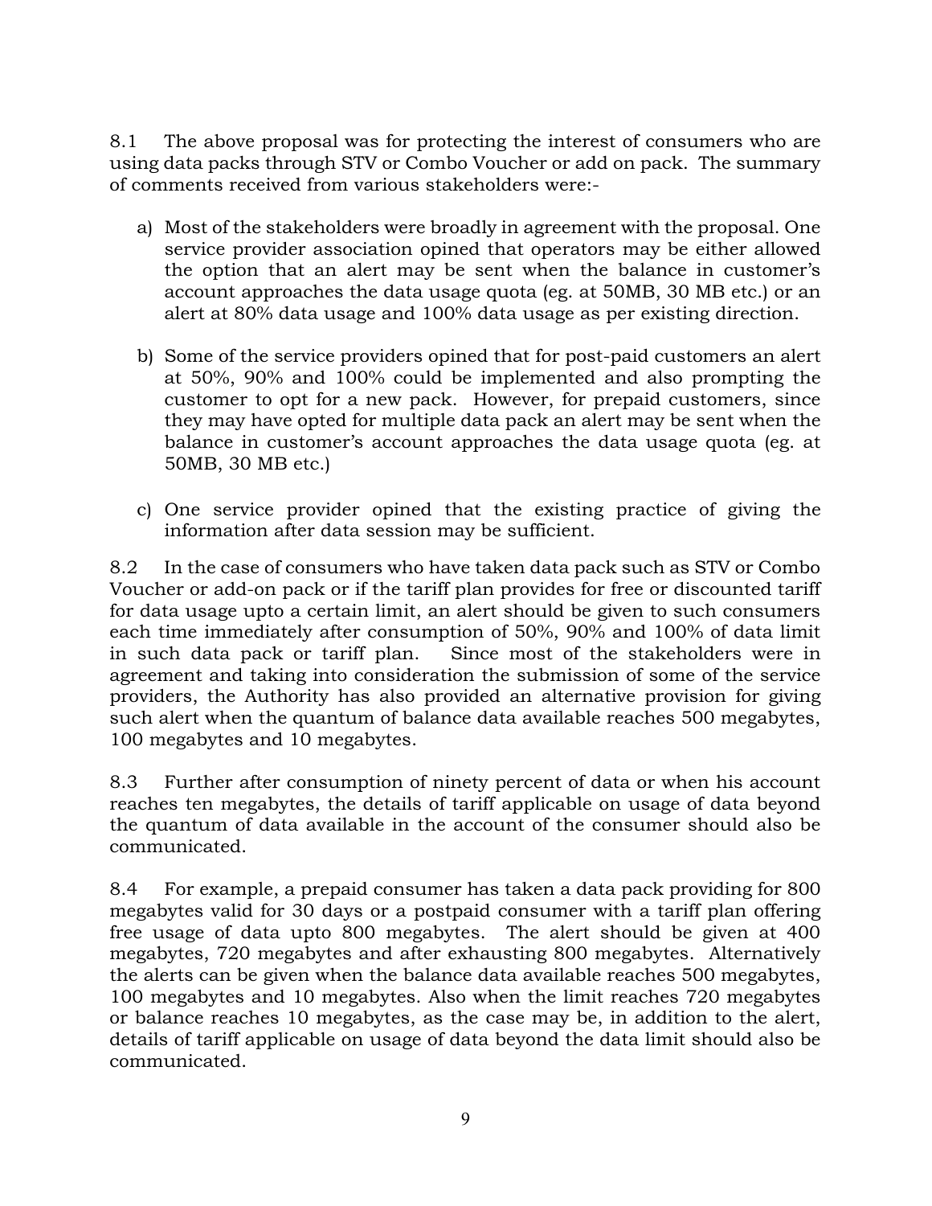8.1 The above proposal was for protecting the interest of consumers who are using data packs through STV or Combo Voucher or add on pack. The summary of comments received from various stakeholders were:-

a) Most of the stakeholders were broadly in agreement with the proposal. One service provider association opined that operators may be either allowed the option that an alert may be sent when the balance in customer's account approaches the data usage quota (eg. at 50MB, 30 MB etc.) or an alert at 80% data usage and 100% data usage as per existing direction.

b) Some of the service providers opined that for post-paid customers an alert at 50%, 90% and 100% could be implemented and also prompting the customer to opt for a new pack. However, for prepaid customers, since they may have opted for multiple data pack an alert may be sent when the balance in customer's account approaches the data usage quota (eg. at 50MB, 30 MB etc.)

c) One service provider opined that the existing practice of giving the information after data session may be sufficient.

8.2 In the case of consumers who have taken data pack such as STV or Combo Voucher or add-on pack or if the tariff plan provides for free or discounted tariff for data usage upto a certain limit, an alert should be given to such consumers each time immediately after consumption of 50%, 90% and 100% of data limit in such data pack or tariff plan. Since most of the stakeholders were in agreement and taking into consideration the submission of some of the service providers, the Authority has also provided an alternative provision for giving such alert when the quantum of balance data available reaches 500 megabytes, 100 megabytes and 10 megabytes.

8.3 Further after consumption of ninety percent of data or when his account reaches ten megabytes, the details of tariff applicable on usage of data beyond the quantum of data available in the account of the consumer should also be communicated.

8.4 For example, a prepaid consumer has taken a data pack providing for 800 megabytes valid for 30 days or a postpaid consumer with a tariff plan offering free usage of data upto 800 megabytes. The alert should be given at 400 megabytes, 720 megabytes and after exhausting 800 megabytes. Alternatively the alerts can be given when the balance data available reaches 500 megabytes, 100 megabytes and 10 megabytes. Also when the limit reaches 720 megabytes or balance reaches 10 megabytes, as the case may be, in addition to the alert, details of tariff applicable on usage of data beyond the data limit should also be communicated.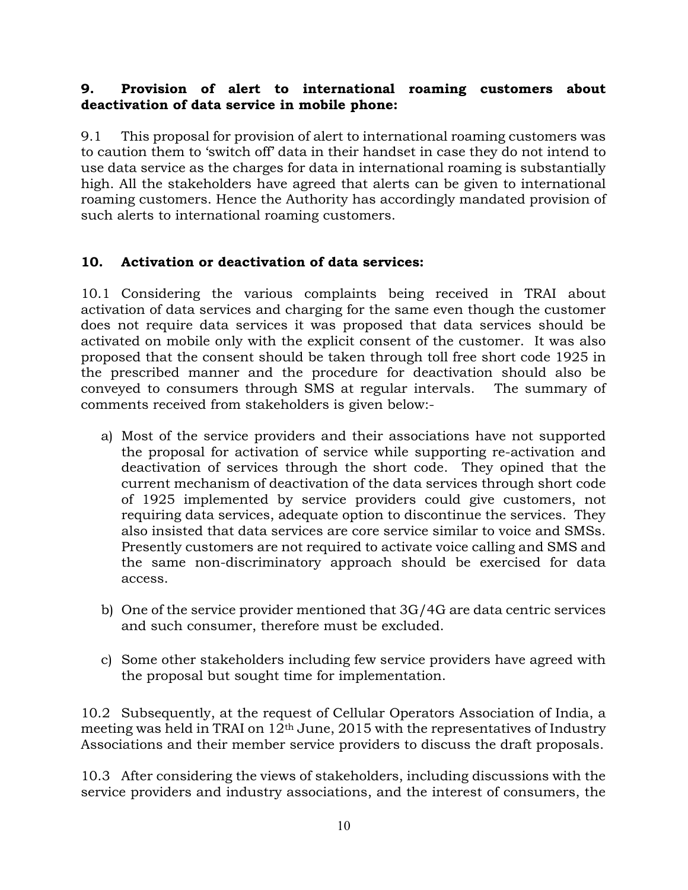**9. Provision of alert to international roaming customers about deactivation of data service in mobile phone:**

9.1 This proposal for provision of alert to international roaming customers was to caution them to 'switch off' data in their handset in case they do not intend to use data service as the charges for data in international roaming is substantially high. All the stakeholders have agreed that alerts can be given to international roaming customers. Hence the Authority has accordingly mandated provision of such alerts to international roaming customers.

**10. Activation or deactivation of data services:**

10.1 Considering the various complaints being received in TRAI about activation of data services and charging for the same even though the customer does not require data services it was proposed that data services should be activated on mobile only with the explicit consent of the customer. It was also proposed that the consent should be taken through toll free short code 1925 in the prescribed manner and the procedure for deactivation should also be conveyed to consumers through SMS at regular intervals. The summary of comments received from stakeholders is given below:-

a) Most of the service providers and their associations have not supported the proposal for activation of service while supporting re-activation and deactivation of services through the short code. They opined that the current mechanism of deactivation of the data services through short code of 1925 implemented by service providers could give customers, not requiring data services, adequate option to discontinue the services. They also insisted that data services are core service similar to voice and SMSs. Presently customers are not required to activate voice calling and SMS and the same non-discriminatory approach should be exercised for data access.

b) One of the service provider mentioned that 3G/4G are data centric services and such consumer, therefore must be excluded.

c) Some other stakeholders including few service providers have agreed with the proposal but sought time for implementation.

10.2 Subsequently, at the request of Cellular Operators Association of India, a meeting was held in TRAI on 12th June, 2015 with the representatives of Industry Associations and their member service providers to discuss the draft proposals.

10.3 After considering the views of stakeholders, including discussions with the service providers and industry associations, and the interest of consumers, the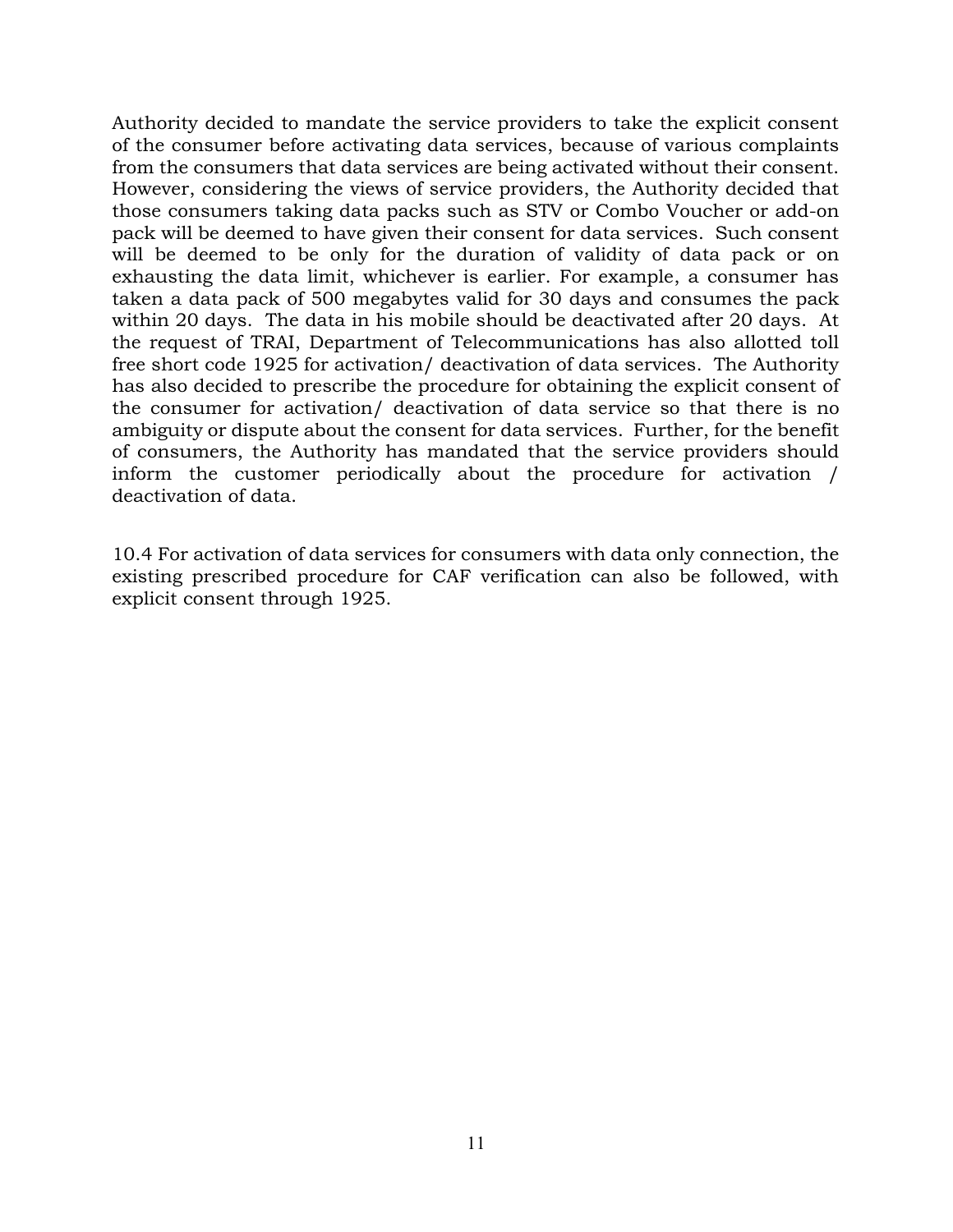Authority decided to mandate the service providers to take the explicit consent of the consumer before activating data services, because of various complaints from the consumers that data services are being activated without their consent. However, considering the views of service providers, the Authority decided that those consumers taking data packs such as STV or Combo Voucher or add-on pack will be deemed to have given their consent for data services. Such consent will be deemed to be only for the duration of validity of data pack or on exhausting the data limit, whichever is earlier. For example, a consumer has taken a data pack of 500 megabytes valid for 30 days and consumes the pack within 20 days. The data in his mobile should be deactivated after 20 days. At the request of TRAI, Department of Telecommunications has also allotted toll free short code 1925 for activation/ deactivation of data services. The Authority has also decided to prescribe the procedure for obtaining the explicit consent of the consumer for activation/ deactivation of data service so that there is no ambiguity or dispute about the consent for data services. Further, for the benefit of consumers, the Authority has mandated that the service providers should inform the customer periodically about the procedure for activation / deactivation of data.

10.4 For activation of data services for consumers with data only connection, the existing prescribed procedure for CAF verification can also be followed, with explicit consent through 1925.